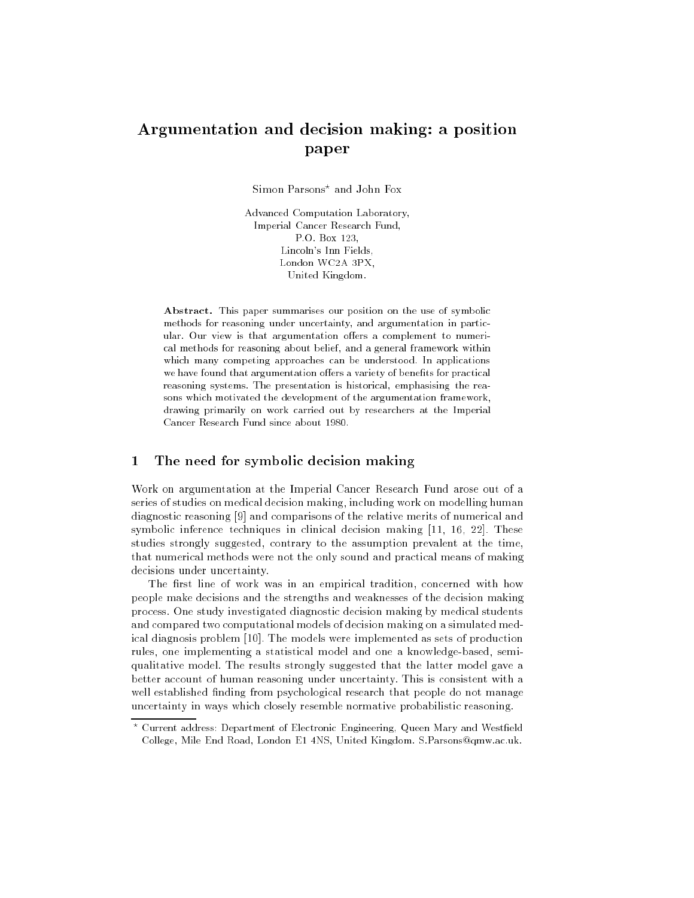# Argumentation and decision making: a position paper

Simon Parsons* and John Fox

Advanced Computation Laboratory,
Imperial Cancer Research Fund,
P.O. Box 123,
Lincoln's Inn Fields,
London WC2A 3PX,
United Kingdom.

**Abstract.** This paper summarises our position on the use of symbolic methods for reasoning under uncertainty, and argumentation in particular. Our view is that argumentation offers a complement to numerical methods for reasoning about belief, and a general framework within which many competing approaches can be understood. In applications we have found that argumentation offers a variety of benefits for practical reasoning systems. The presentation is historical, emphasising the reasons which motivated the development of the argumentation framework, drawing primarily on work carried out by researchers at the Imperial Cancer Research Fund since about 1980.

## 1 The need for symbolic decision making

Work on argumentation at the Imperial Cancer Research Fund arose out of a series of studies on medical decision making, including work on modelling human diagnostic reasoning [9] and comparisons of the relative merits of numerical and symbolic inference techniques in clinical decision making [11, 16, 22]. These studies strongly suggested, contrary to the assumption prevalent at the time, that numerical methods were not the only sound and practical means of making decisions under uncertainty.

The first line of work was in an empirical tradition, concerned with how people make decisions and the strengths and weaknesses of the decision making process. One study investigated diagnostic decision making by medical students and compared two computational models of decision making on a simulated medical diagnosis problem [10]. The models were implemented as sets of production rules, one implementing a statistical model and one a knowledge-based, semi-qualitative model. The results strongly suggested that the latter model gave a better account of human reasoning under uncertainty. This is consistent with a well established finding from psychological research that people do not manage uncertainty in ways which closely resemble normative probabilistic reasoning.

\* Current address: Department of Electronic Engineering, Queen Mary and Westfield College, Mile End Road, London E1 4NS, United Kingdom. S.Parsons@qmw.ac.uk.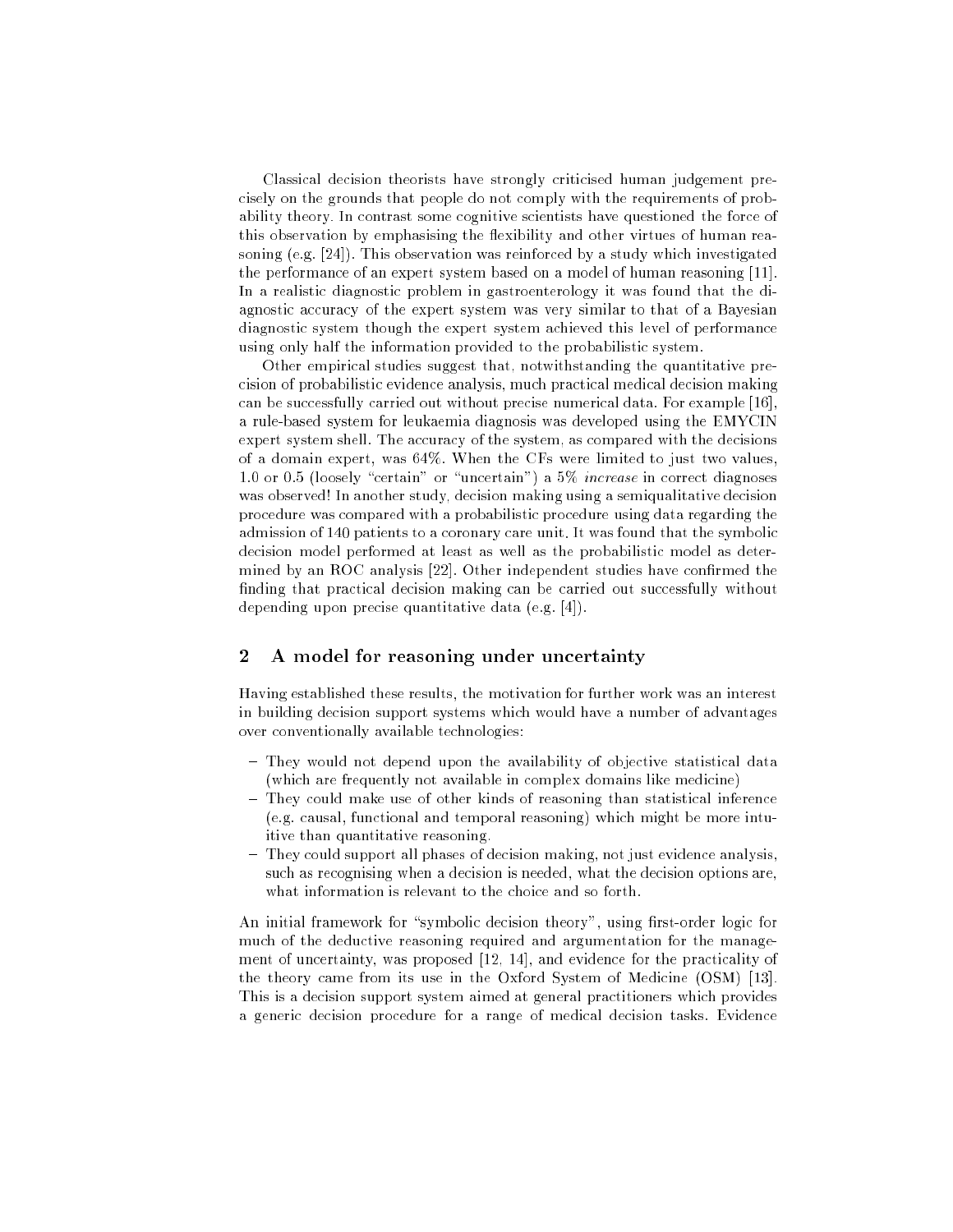Classical decision theorists have strongly criticised human judgement precisely on the grounds that people do not comply with the requirements of probability theory. In contrast some cognitive scientists have questioned the force of this observation by emphasising the flexibility and other virtues of human reasoning (e.g. [24]). This observation was reinforced by a study which investigated the performance of an expert system based on a model of human reasoning [11]. In a realistic diagnostic problem in gastroenterology it was found that the diagnostic accuracy of the expert system was very similar to that of a Bayesian diagnostic system though the expert system achieved this level of performance using only half the information provided to the probabilistic system.

Other empirical studies suggest that, notwithstanding the quantitative precision of probabilistic evidence analysis, much practical medical decision making can be successfully carried out without precise numerical data. For example [16], a rule-based system for leukaemia diagnosis was developed using the EMYCIN expert system shell. The accuracy of the system, as compared with the decisions of a domain expert, was 64%. When the CFs were limited to just two values, 1.0 or 0.5 (loosely "certain" or "uncertain") a 5% *increase* in correct diagnoses was observed! In another study, decision making using a semiqualitative decision procedure was compared with a probabilistic procedure using data regarding the admission of 140 patients to a coronary care unit. It was found that the symbolic decision model performed at least as well as the probabilistic model as determined by an ROC analysis [22]. Other independent studies have confirmed the finding that practical decision making can be carried out successfully without depending upon precise quantitative data (e.g. [4]).

## 2 A model for reasoning under uncertainty

Having established these results, the motivation for further work was an interest in building decision support systems which would have a number of advantages over conventionally available technologies:

- They would not depend upon the availability of objective statistical data (which are frequently not available in complex domains like medicine)
- They could make use of other kinds of reasoning than statistical inference (e.g. causal, functional and temporal reasoning) which might be more intuitive than quantitative reasoning.
- They could support all phases of decision making, not just evidence analysis, such as recognising when a decision is needed, what the decision options are, what information is relevant to the choice and so forth.

An initial framework for "symbolic decision theory", using first-order logic for much of the deductive reasoning required and argumentation for the management of uncertainty, was proposed [12, 14], and evidence for the practicality of the theory came from its use in the Oxford System of Medicine (OSM) [13]. This is a decision support system aimed at general practitioners which provides a generic decision procedure for a range of medical decision tasks. Evidence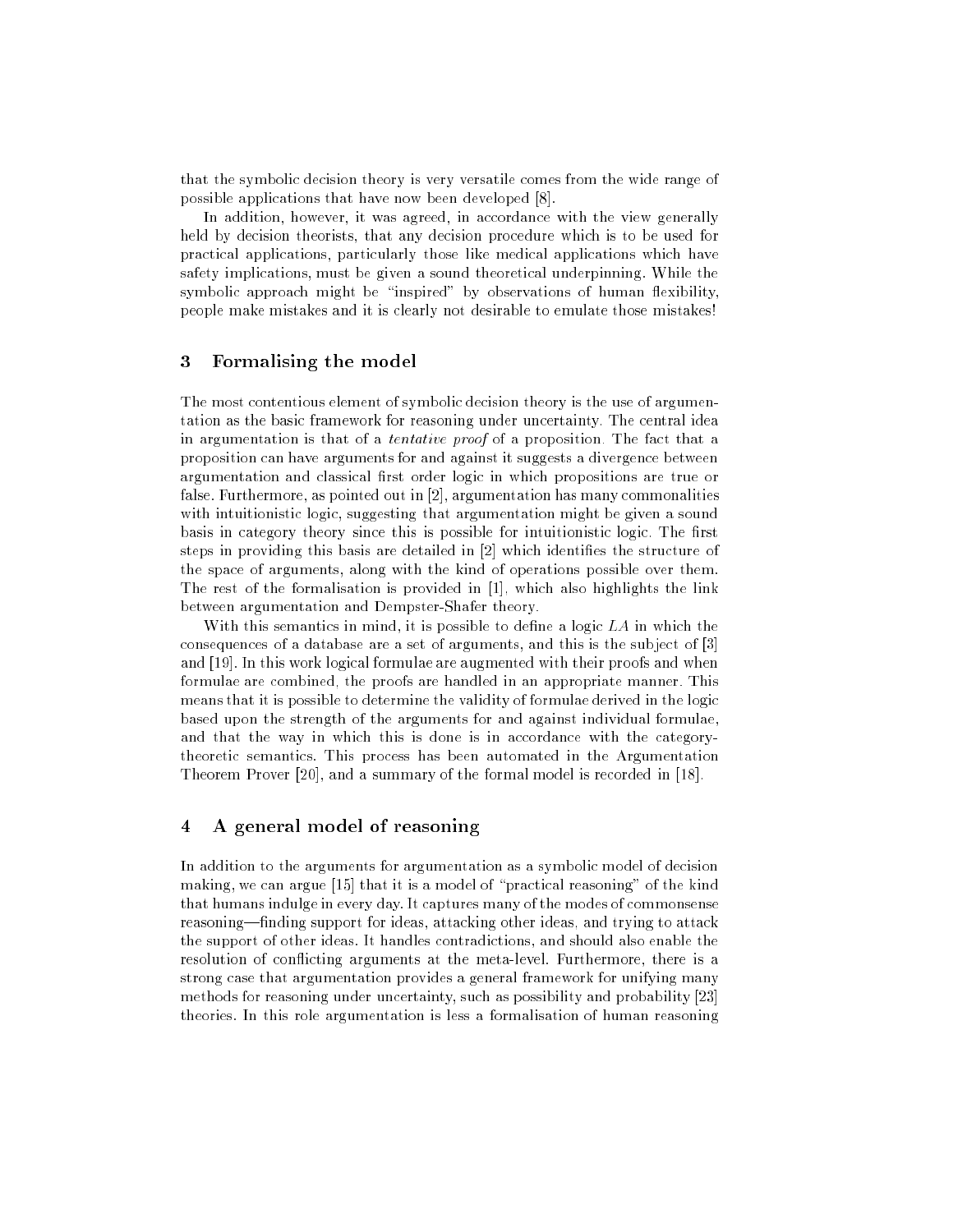that the symbolic decision theory is very versatile comes from the wide range of possible applications that have now been developed [8].

In addition, however, it was agreed, in accordance with the view generally held by decision theorists, that any decision procedure which is to be used for practical applications, particularly those like medical applications which have safety implications, must be given a sound theoretical underpinning. While the symbolic approach might be "inspired" by observations of human flexibility, people make mistakes and it is clearly not desirable to emulate those mistakes!

## 3 Formalising the model

The most contentious element of symbolic decision theory is the use of argumentation as the basic framework for reasoning under uncertainty. The central idea in argumentation is that of a *tentative proof* of a proposition. The fact that a proposition can have arguments for and against it suggests a divergence between argumentation and classical first order logic in which propositions are true or false. Furthermore, as pointed out in [2], argumentation has many commonalities with intuitionistic logic, suggesting that argumentation might be given a sound basis in category theory since this is possible for intuitionistic logic. The first steps in providing this basis are detailed in [2] which identifies the structure of the space of arguments, along with the kind of operations possible over them. The rest of the formalisation is provided in [1], which also highlights the link between argumentation and Dempster-Shafer theory.

With this semantics in mind, it is possible to define a logic $LA$ in which the consequences of a database are a set of arguments, and this is the subject of [3] and [19]. In this work logical formulae are augmented with their proofs and when formulae are combined, the proofs are handled in an appropriate manner. This means that it is possible to determine the validity of formulae derived in the logic based upon the strength of the arguments for and against individual formulae, and that the way in which this is done is in accordance with the category-theoretic semantics. This process has been automated in the Argumentation Theorem Prover [20], and a summary of the formal model is recorded in [18].

## 4 A general model of reasoning

In addition to the arguments for argumentation as a symbolic model of decision making, we can argue [15] that it is a model of "practical reasoning" of the kind that humans indulge in every day. It captures many of the modes of commonsense reasoning—finding support for ideas, attacking other ideas, and trying to attack the support of other ideas. It handles contradictions, and should also enable the resolution of conflicting arguments at the meta-level. Furthermore, there is a strong case that argumentation provides a general framework for unifying many methods for reasoning under uncertainty, such as possibility and probability [23] theories. In this role argumentation is less a formalisation of human reasoning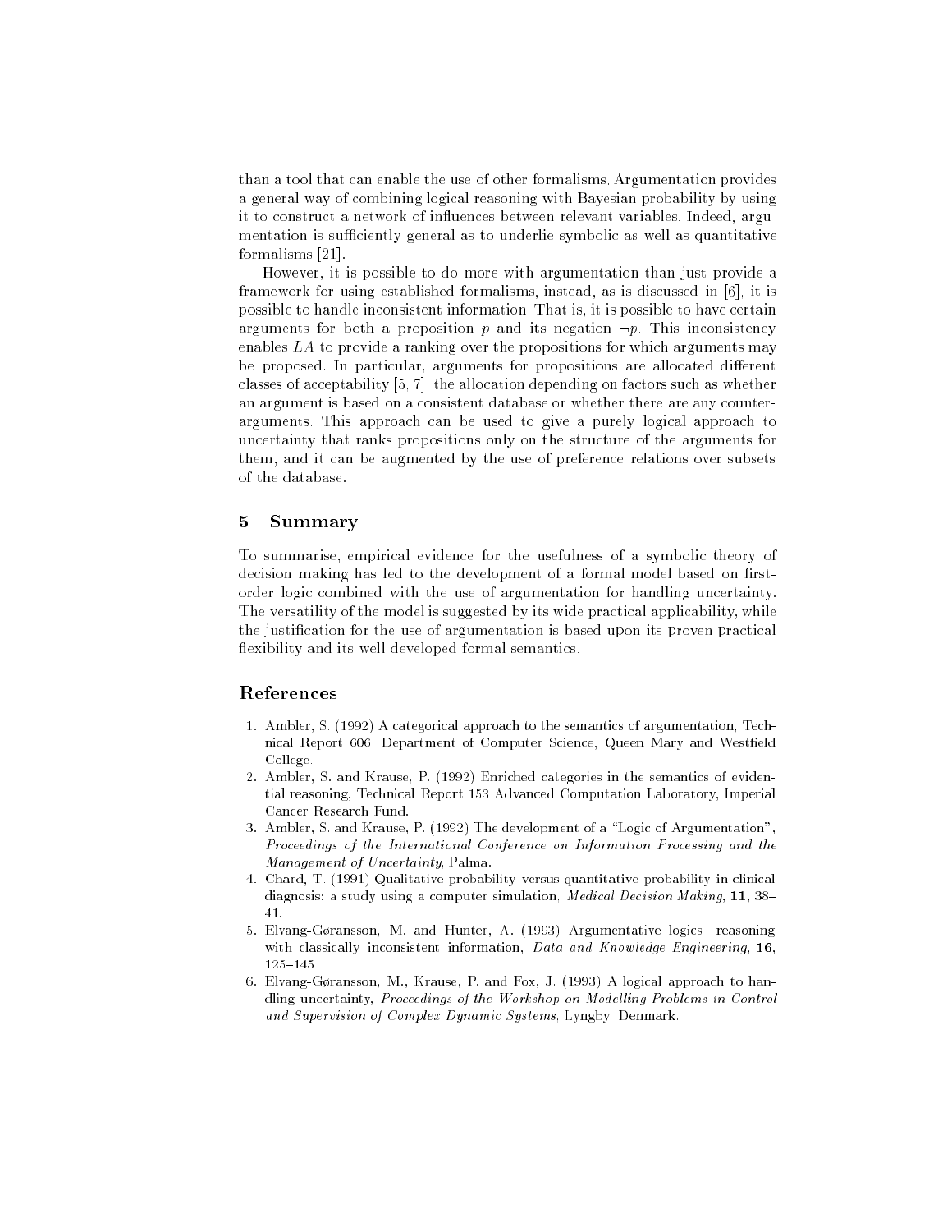than a tool that can enable the use of other formalisms. Argumentation provides a general way of combining logical reasoning with Bayesian probability by using it to construct a network of influences between relevant variables. Indeed, argumentation is sufficiently general as to underlie symbolic as well as quantitative formalisms [21].

However, it is possible to do more with argumentation than just provide a framework for using established formalisms, instead, as is discussed in [6], it is possible to handle inconsistent information. That is, it is possible to have certain arguments for both a proposition $p$ and its negation $\neg p$. This inconsistency enables $LA$ to provide a ranking over the propositions for which arguments may be proposed. In particular, arguments for propositions are allocated different classes of acceptability [5, 7], the allocation depending on factors such as whether an argument is based on a consistent database or whether there are any counter-arguments. This approach can be used to give a purely logical approach to uncertainty that ranks propositions only on the structure of the arguments for them, and it can be augmented by the use of preference relations over subsets of the database.

## 5 Summary

To summarise, empirical evidence for the usefulness of a symbolic theory of decision making has led to the development of a formal model based on first-order logic combined with the use of argumentation for handling uncertainty. The versatility of the model is suggested by its wide practical applicability, while the justification for the use of argumentation is based upon its proven practical flexibility and its well-developed formal semantics.

## References

1. Ambler, S. (1992) A categorical approach to the semantics of argumentation, Technical Report 606, Department of Computer Science, Queen Mary and Westfield College.
2. Ambler, S. and Krause, P. (1992) Enriched categories in the semantics of evidential reasoning, Technical Report 153 Advanced Computation Laboratory, Imperial Cancer Research Fund.
3. Ambler, S. and Krause, P. (1992) The development of a "Logic of Argumentation", *Proceedings of the International Conference on Information Processing and the Management of Uncertainty*, Palma.
4. Chard, T. (1991) Qualitative probability versus quantitative probability in clinical diagnosis: a study using a computer simulation, *Medical Decision Making*, **11**, 38–41.
5. Elvang-Gøransson, M. and Hunter, A. (1993) Argumentative logics—reasoning with classically inconsistent information, *Data and Knowledge Engineering*, **16**, 125–145.
6. Elvang-Gøransson, M., Krause, P. and Fox, J. (1993) A logical approach to handling uncertainty, *Proceedings of the Workshop on Modelling Problems in Control and Supervision of Complex Dynamic Systems*, Lyngby, Denmark.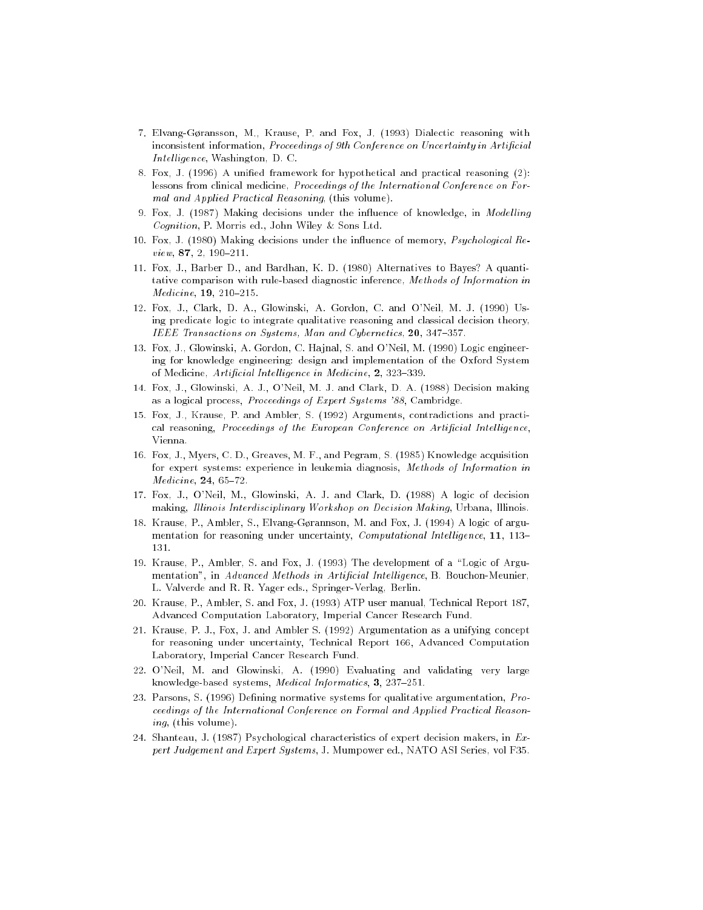7. Elvang-Gøransson, M., Krause, P. and Fox, J. (1993) Dialectic reasoning with inconsistent information, *Proceedings of 9th Conference on Uncertainty in Artificial Intelligence*, Washington, D. C.
8. Fox, J. (1996) A unified framework for hypothetical and practical reasoning (2): lessons from clinical medicine, *Proceedings of the International Conference on Formal and Applied Practical Reasoning*, (this volume).
9. Fox, J. (1987) Making decisions under the influence of knowledge, in *Modelling Cognition*, P. Morris ed., John Wiley & Sons Ltd.
10. Fox, J. (1980) Making decisions under the influence of memory, *Psychological Review*, **87**, 2, 190–211.
11. Fox, J., Barber D., and Bardhan, K. D. (1980) Alternatives to Bayes? A quantitative comparison with rule-based diagnostic inference, *Methods of Information in Medicine*, **19**, 210–215.
12. Fox, J., Clark, D. A., Glowinski, A. Gordon, C. and O'Neil, M. J. (1990) Using predicate logic to integrate qualitative reasoning and classical decision theory, *IEEE Transactions on Systems, Man and Cybernetics*, **20**, 347–357.
13. Fox, J., Glowinski, A. Gordon, C. Hajnal, S. and O'Neil, M. (1990) Logic engineering for knowledge engineering: design and implementation of the Oxford System of Medicine, *Artificial Intelligence in Medicine*, **2**, 323–339.
14. Fox, J., Glowinski, A. J., O'Neil, M. J. and Clark, D. A. (1988) Decision making as a logical process, *Proceedings of Expert Systems '88*, Cambridge.
15. Fox, J., Krause, P. and Ambler, S. (1992) Arguments, contradictions and practical reasoning, *Proceedings of the European Conference on Artificial Intelligence*, Vienna.
16. Fox, J., Myers, C. D., Greaves, M. F., and Pegram, S. (1985) Knowledge acquisition for expert systems: experience in leukemia diagnosis, *Methods of Information in Medicine*, **24**, 65–72.
17. Fox, J., O'Neil, M., Glowinski, A. J. and Clark, D. (1988) A logic of decision making, *Illinois Interdisciplinary Workshop on Decision Making*, Urbana, Illinois.
18. Krause, P., Ambler, S., Elvang-Gørannson, M. and Fox, J. (1994) A logic of argumentation for reasoning under uncertainty, *Computational Intelligence*, **11**, 113–131.
19. Krause, P., Ambler, S. and Fox, J. (1993) The development of a "Logic of Argumentation", in *Advanced Methods in Artificial Intelligence*, B. Bouchon-Meunier, L. Valverde and R. R. Yager eds., Springer-Verlag, Berlin.
20. Krause, P., Ambler, S. and Fox, J. (1993) ATP user manual, Technical Report 187, Advanced Computation Laboratory, Imperial Cancer Research Fund.
21. Krause, P. J., Fox, J. and Ambler S. (1992) Argumentation as a unifying concept for reasoning under uncertainty, Technical Report 166, Advanced Computation Laboratory, Imperial Cancer Research Fund.
22. O'Neil, M. and Glowinski, A. (1990) Evaluating and validating very large knowledge-based systems, *Medical Informatics*, **3**, 237–251.
23. Parsons, S. (1996) Defining normative systems for qualitative argumentation, *Proceedings of the International Conference on Formal and Applied Practical Reasoning*, (this volume).
24. Shanteau, J. (1987) Psychological characteristics of expert decision makers, in *Expert Judgement and Expert Systems*, J. Mumpower ed., NATO ASI Series, vol F35.